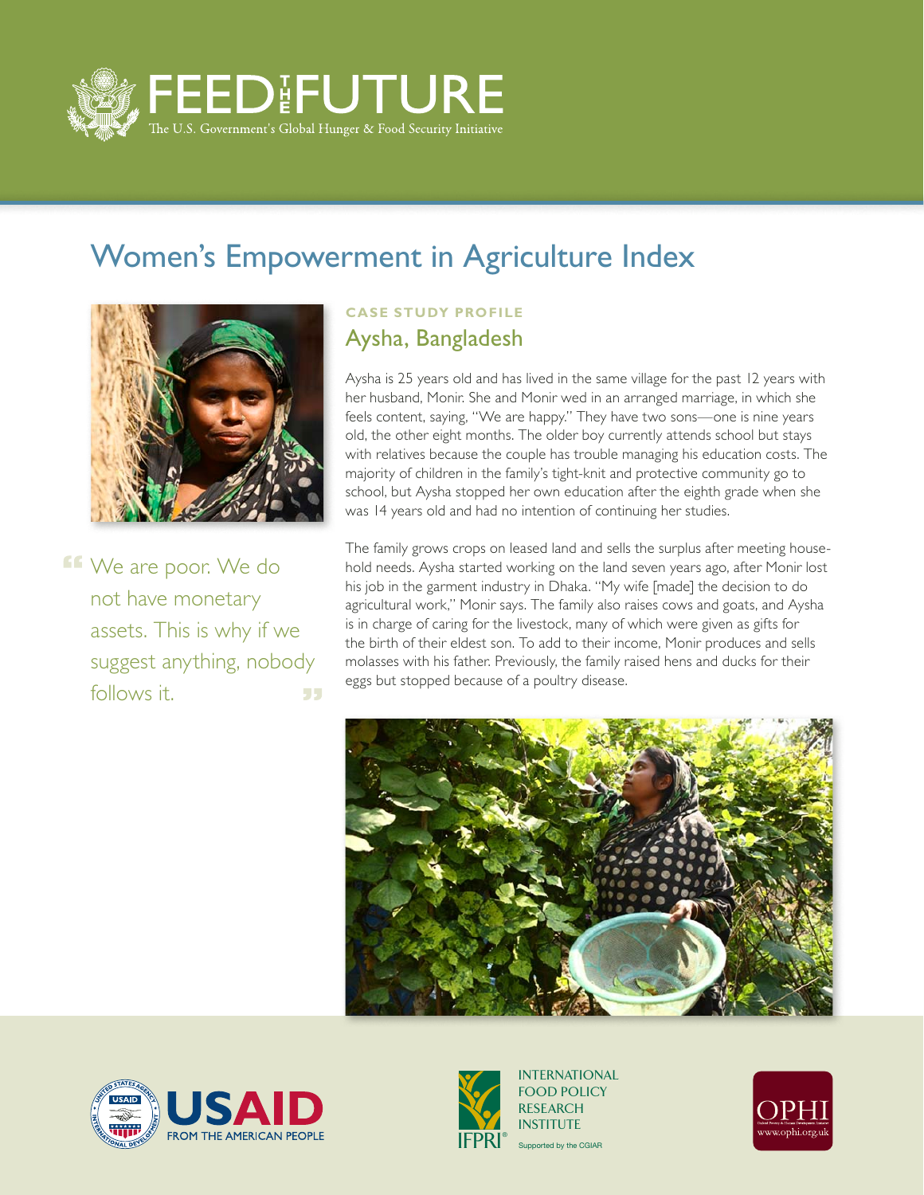# FEED THE FUTURE

The U.S. Government's Global Hunger & Food Security Initiative

## Women's Empowerment in Agriculture Index

> "We are poor. We do not have monetary assets. This is why if we suggest anything, nobody follows it."

**CASE STUDY PROFILE**

### Aysha, Bangladesh

Aysha is 25 years old and has lived in the same village for the past 12 years with her husband, Monir. She and Monir wed in an arranged marriage, in which she feels content, saying, "We are happy." They have two sons—one is nine years old, the other eight months. The older boy currently attends school but stays with relatives because the couple has trouble managing his education costs. The majority of children in the family's tight-knit and protective community go to school, but Aysha stopped her own education after the eighth grade when she was 14 years old and had no intention of continuing her studies.

The family grows crops on leased land and sells the surplus after meeting household needs. Aysha started working on the land seven years ago, after Monir lost his job in the garment industry in Dhaka. "My wife [made] the decision to do agricultural work," Monir says. The family also raises cows and goats, and Aysha is in charge of caring for the livestock, many of which were given as gifts for the birth of their eldest son. To add to their income, Monir produces and sells molasses with his father. Previously, the family raised hens and ducks for their eggs but stopped because of a poultry disease.

USAID FROM THE AMERICAN PEOPLE

INTERNATIONAL FOOD POLICY RESEARCH INSTITUTE — IFPRI — Supported by the CGIAR

OPHI — www.ophi.org.uk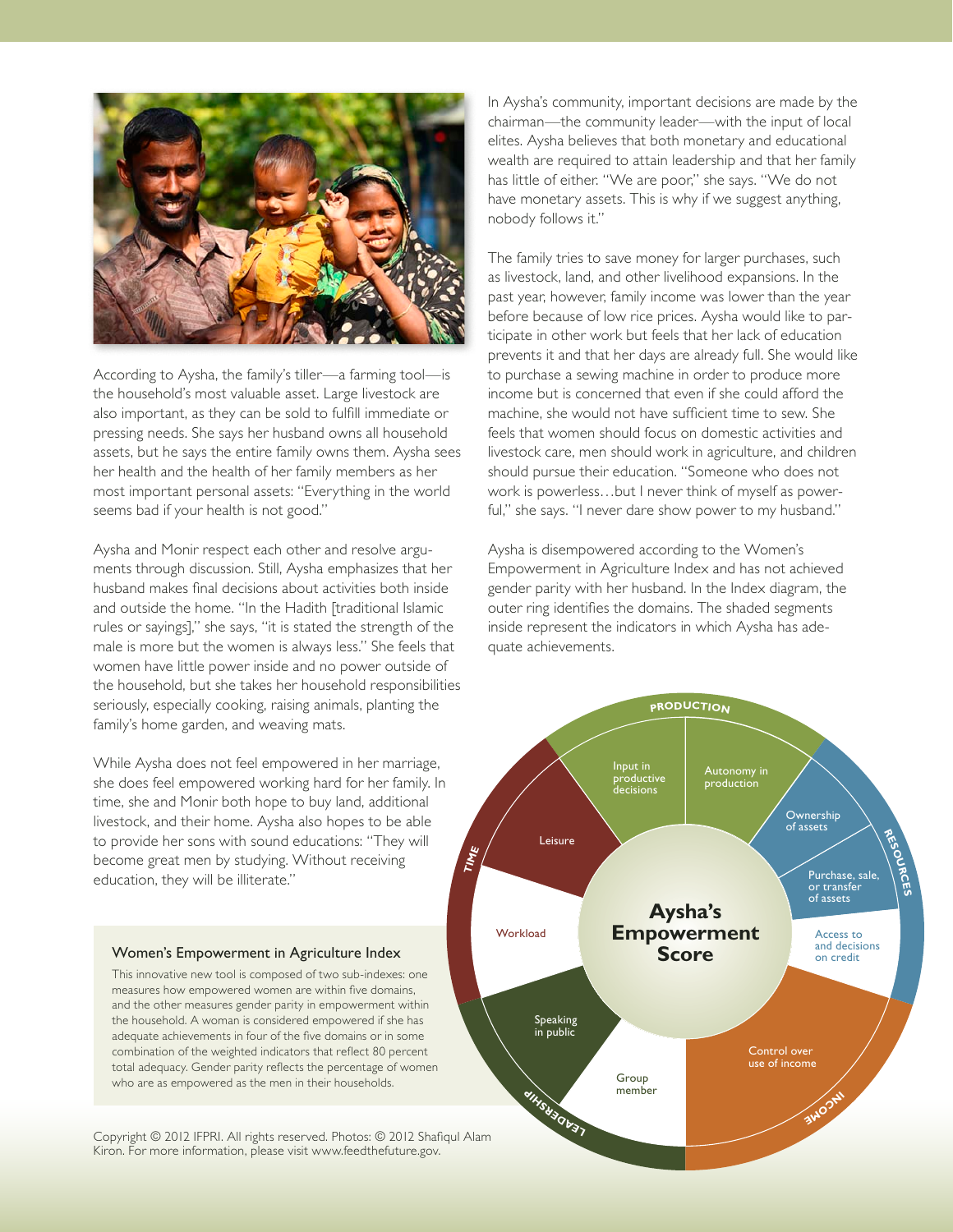According to Aysha, the family's tiller—a farming tool—is the household's most valuable asset. Large livestock are also important, as they can be sold to fulfill immediate or pressing needs. She says her husband owns all household assets, but he says the entire family owns them. Aysha sees her health and the health of her family members as her most important personal assets: "Everything in the world seems bad if your health is not good."

Aysha and Monir respect each other and resolve arguments through discussion. Still, Aysha emphasizes that her husband makes final decisions about activities both inside and outside the home. "In the Hadith [traditional Islamic rules or sayings]," she says, "it is stated the strength of the male is more but the women is always less." She feels that women have little power inside and no power outside of the household, but she takes her household responsibilities seriously, especially cooking, raising animals, planting the family's home garden, and weaving mats.

While Aysha does not feel empowered in her marriage, she does feel empowered working hard for her family. In time, she and Monir both hope to buy land, additional livestock, and their home. Aysha also hopes to be able to provide her sons with sound educations: "They will become great men by studying. Without receiving education, they will be illiterate."

In Aysha's community, important decisions are made by the chairman—the community leader—with the input of local elites. Aysha believes that both monetary and educational wealth are required to attain leadership and that her family has little of either. "We are poor," she says. "We do not have monetary assets. This is why if we suggest anything, nobody follows it."

The family tries to save money for larger purchases, such as livestock, land, and other livelihood expansions. In the past year, however, family income was lower than the year before because of low rice prices. Aysha would like to participate in other work but feels that her lack of education prevents it and that her days are already full. She would like to purchase a sewing machine in order to produce more income but is concerned that even if she could afford the machine, she would not have sufficient time to sew. She feels that women should focus on domestic activities and livestock care, men should work in agriculture, and children should pursue their education. "Someone who does not work is powerless…but I never think of myself as powerful," she says. "I never dare show power to my husband."

Aysha is disempowered according to the Women's Empowerment in Agriculture Index and has not achieved gender parity with her husband. In the Index diagram, the outer ring identifies the domains. The shaded segments inside represent the indicators in which Aysha has adequate achievements.

**Aysha's Empowerment Score**

PRODUCTION: Input in productive decisions; Autonomy in production

RESOURCES: Ownership of assets; Purchase, sale, or transfer of assets; Access to and decisions on credit

INCOME: Control over use of income

LEADERSHIP: Group member; Speaking in public

TIME: Workload; Leisure

### Women's Empowerment in Agriculture Index

This innovative new tool is composed of two sub-indexes: one measures how empowered women are within five domains, and the other measures gender parity in empowerment within the household. A woman is considered empowered if she has adequate achievements in four of the five domains or in some combination of the weighted indicators that reflect 80 percent total adequacy. Gender parity reflects the percentage of women who are as empowered as the men in their households.

Copyright © 2012 IFPRI. All rights reserved. Photos: © 2012 Shafiqul Alam Kiron. For more information, please visit www.feedthefuture.gov.